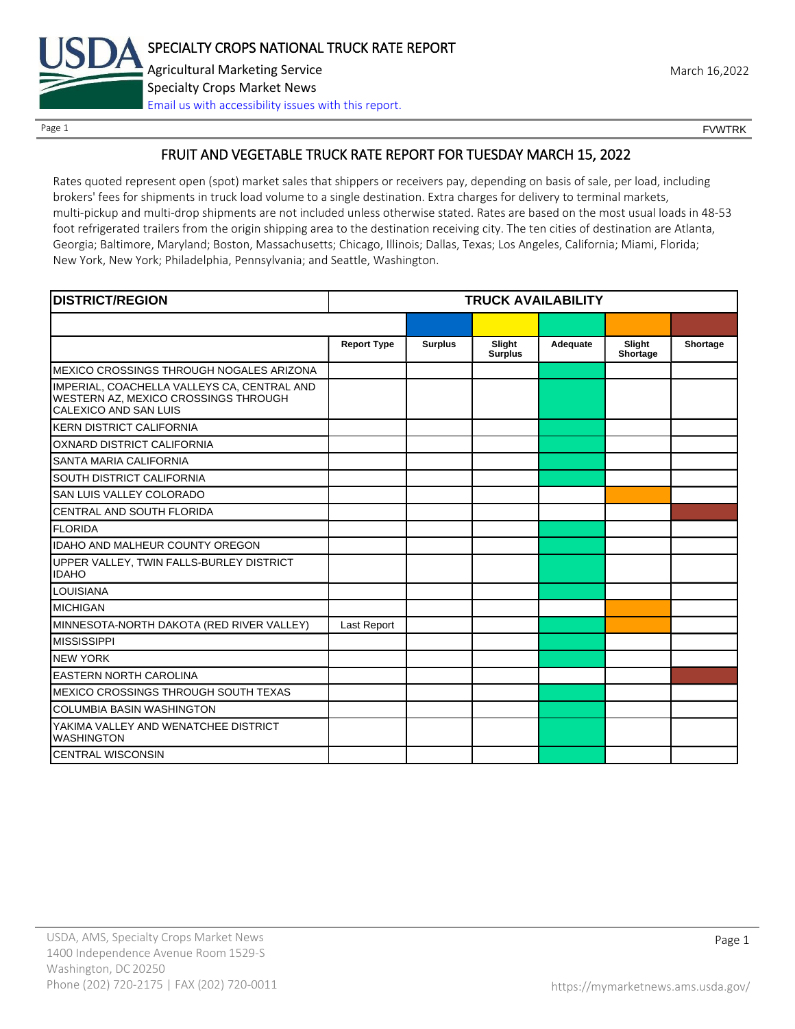# FRUIT AND VEGETABLE TRUCK RATE REPORT FOR TUESDAY MARCH 15, 2022

Rates quoted represent open (spot) market sales that shippers or receivers pay, depending on basis of sale, per load, including brokers' fees for shipments in truck load volume to a single destination. Extra charges for delivery to terminal markets, multi-pickup and multi-drop shipments are not included unless otherwise stated. Rates are based on the most usual loads in 48-53 foot refrigerated trailers from the origin shipping area to the destination receiving city. The ten cities of destination are Atlanta, Georgia; Baltimore, Maryland; Boston, Massachusetts; Chicago, Illinois; Dallas, Texas; Los Angeles, California; Miami, Florida; New York, New York; Philadelphia, Pennsylvania; and Seattle, Washington.

| DISTRICT/REGION | TRUCK AVAILABILITY | | | | | |
|---|---|---|---|---|---|---|
| | Report Type | Surplus | Slight Surplus | Adequate | Slight Shortage | Shortage |
| MEXICO CROSSINGS THROUGH NOGALES ARIZONA | | | | X | | |
| IMPERIAL, COACHELLA VALLEYS CA, CENTRAL AND WESTERN AZ, MEXICO CROSSINGS THROUGH CALEXICO AND SAN LUIS | | | | X | | |
| KERN DISTRICT CALIFORNIA | | | | X | | |
| OXNARD DISTRICT CALIFORNIA | | | | X | | |
| SANTA MARIA CALIFORNIA | | | | X | | |
| SOUTH DISTRICT CALIFORNIA | | | | X | | |
| SAN LUIS VALLEY COLORADO | | | | | X | |
| CENTRAL AND SOUTH FLORIDA | | | | | | X |
| FLORIDA | | | | X | | |
| IDAHO AND MALHEUR COUNTY OREGON | | | | X | | |
| UPPER VALLEY, TWIN FALLS-BURLEY DISTRICT IDAHO | | | | X | | |
| LOUISIANA | | | | X | | |
| MICHIGAN | | | | | X | |
| MINNESOTA-NORTH DAKOTA (RED RIVER VALLEY) | Last Report | | | X | X | |
| MISSISSIPPI | | | | X | | |
| NEW YORK | | | | X | | |
| EASTERN NORTH CAROLINA | | | | | | X |
| MEXICO CROSSINGS THROUGH SOUTH TEXAS | | | | X | | |
| COLUMBIA BASIN WASHINGTON | | | | X | | |
| YAKIMA VALLEY AND WENATCHEE DISTRICT WASHINGTON | | | | X | | |
| CENTRAL WISCONSIN | | | | X | | |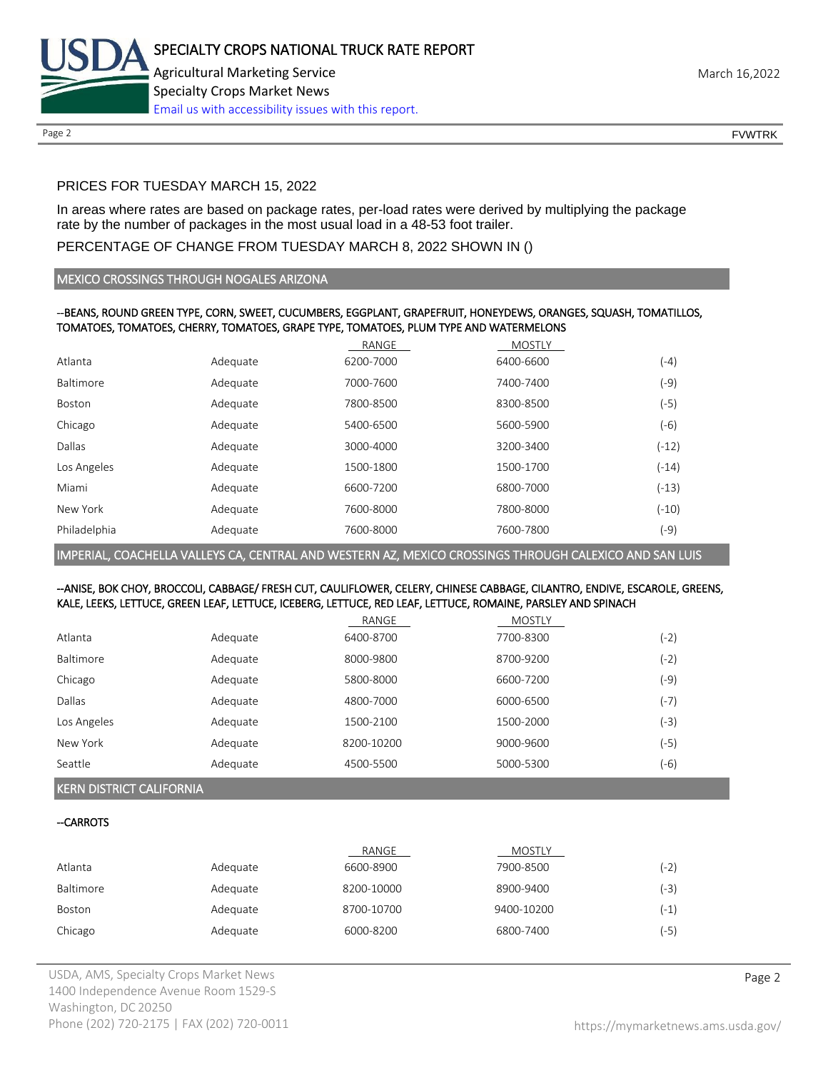PRICES FOR TUESDAY MARCH 15, 2022

In areas where rates are based on package rates, per-load rates were derived by multiplying the package rate by the number of packages in the most usual load in a 48-53 foot trailer.

PERCENTAGE OF CHANGE FROM TUESDAY MARCH 8, 2022 SHOWN IN ()

## MEXICO CROSSINGS THROUGH NOGALES ARIZONA

--BEANS, ROUND GREEN TYPE, CORN, SWEET, CUCUMBERS, EGGPLANT, GRAPEFRUIT, HONEYDEWS, ORANGES, SQUASH, TOMATILLOS, TOMATOES, TOMATOES, CHERRY, TOMATOES, GRAPE TYPE, TOMATOES, PLUM TYPE AND WATERMELONS

| | | RANGE | MOSTLY | |
|---|---|---|---|---|
| Atlanta | Adequate | 6200-7000 | 6400-6600 | (-4) |
| Baltimore | Adequate | 7000-7600 | 7400-7400 | (-9) |
| Boston | Adequate | 7800-8500 | 8300-8500 | (-5) |
| Chicago | Adequate | 5400-6500 | 5600-5900 | (-6) |
| Dallas | Adequate | 3000-4000 | 3200-3400 | (-12) |
| Los Angeles | Adequate | 1500-1800 | 1500-1700 | (-14) |
| Miami | Adequate | 6600-7200 | 6800-7000 | (-13) |
| New York | Adequate | 7600-8000 | 7800-8000 | (-10) |
| Philadelphia | Adequate | 7600-8000 | 7600-7800 | (-9) |

## IMPERIAL, COACHELLA VALLEYS CA, CENTRAL AND WESTERN AZ, MEXICO CROSSINGS THROUGH CALEXICO AND SAN LUIS

--ANISE, BOK CHOY, BROCCOLI, CABBAGE/ FRESH CUT, CAULIFLOWER, CELERY, CHINESE CABBAGE, CILANTRO, ENDIVE, ESCAROLE, GREENS, KALE, LEEKS, LETTUCE, GREEN LEAF, LETTUCE, ICEBERG, LETTUCE, RED LEAF, LETTUCE, ROMAINE, PARSLEY AND SPINACH

| | | RANGE | MOSTLY | |
|---|---|---|---|---|
| Atlanta | Adequate | 6400-8700 | 7700-8300 | (-2) |
| Baltimore | Adequate | 8000-9800 | 8700-9200 | (-2) |
| Chicago | Adequate | 5800-8000 | 6600-7200 | (-9) |
| Dallas | Adequate | 4800-7000 | 6000-6500 | (-7) |
| Los Angeles | Adequate | 1500-2100 | 1500-2000 | (-3) |
| New York | Adequate | 8200-10200 | 9000-9600 | (-5) |
| Seattle | Adequate | 4500-5500 | 5000-5300 | (-6) |

## KERN DISTRICT CALIFORNIA

--CARROTS

| | | RANGE | MOSTLY | |
|---|---|---|---|---|
| Atlanta | Adequate | 6600-8900 | 7900-8500 | (-2) |
| Baltimore | Adequate | 8200-10000 | 8900-9400 | (-3) |
| Boston | Adequate | 8700-10700 | 9400-10200 | (-1) |
| Chicago | Adequate | 6000-8200 | 6800-7400 | (-5) |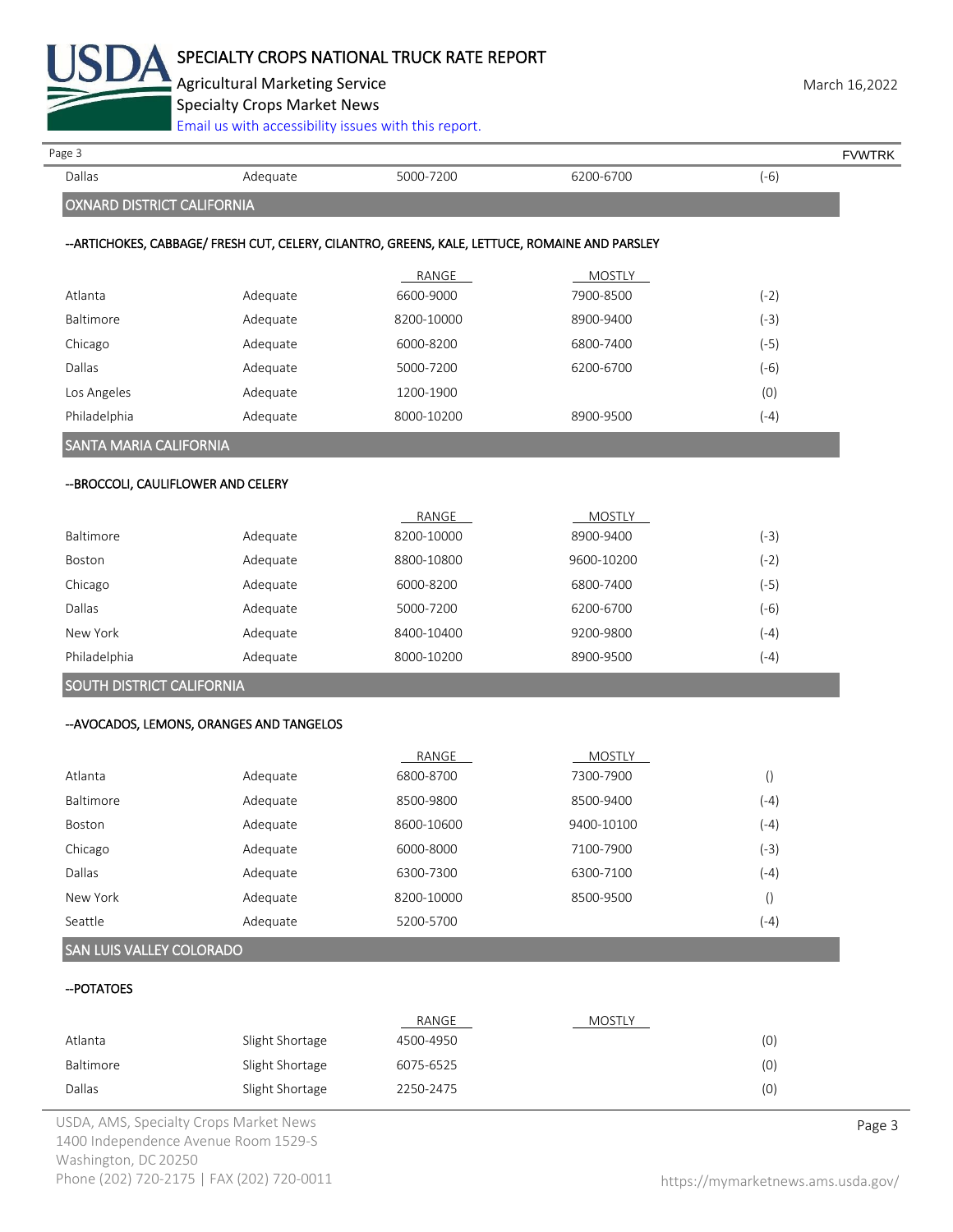| | | | | |
|---|---|---|---|---|
| Dallas | Adequate | 5000-7200 | 6200-6700 | (-6) |

## OXNARD DISTRICT CALIFORNIA

--ARTICHOKES, CABBAGE/ FRESH CUT, CELERY, CILANTRO, GREENS, KALE, LETTUCE, ROMAINE AND PARSLEY

| | | RANGE | MOSTLY | |
|---|---|---|---|---|
| Atlanta | Adequate | 6600-9000 | 7900-8500 | (-2) |
| Baltimore | Adequate | 8200-10000 | 8900-9400 | (-3) |
| Chicago | Adequate | 6000-8200 | 6800-7400 | (-5) |
| Dallas | Adequate | 5000-7200 | 6200-6700 | (-6) |
| Los Angeles | Adequate | 1200-1900 | | (0) |
| Philadelphia | Adequate | 8000-10200 | 8900-9500 | (-4) |

## SANTA MARIA CALIFORNIA

--BROCCOLI, CAULIFLOWER AND CELERY

| | | RANGE | MOSTLY | |
|---|---|---|---|---|
| Baltimore | Adequate | 8200-10000 | 8900-9400 | (-3) |
| Boston | Adequate | 8800-10800 | 9600-10200 | (-2) |
| Chicago | Adequate | 6000-8200 | 6800-7400 | (-5) |
| Dallas | Adequate | 5000-7200 | 6200-6700 | (-6) |
| New York | Adequate | 8400-10400 | 9200-9800 | (-4) |
| Philadelphia | Adequate | 8000-10200 | 8900-9500 | (-4) |

## SOUTH DISTRICT CALIFORNIA

--AVOCADOS, LEMONS, ORANGES AND TANGELOS

| | | RANGE | MOSTLY | |
|---|---|---|---|---|
| Atlanta | Adequate | 6800-8700 | 7300-7900 | () |
| Baltimore | Adequate | 8500-9800 | 8500-9400 | (-4) |
| Boston | Adequate | 8600-10600 | 9400-10100 | (-4) |
| Chicago | Adequate | 6000-8000 | 7100-7900 | (-3) |
| Dallas | Adequate | 6300-7300 | 6300-7100 | (-4) |
| New York | Adequate | 8200-10000 | 8500-9500 | () |
| Seattle | Adequate | 5200-5700 | | (-4) |

## SAN LUIS VALLEY COLORADO

--POTATOES

| | | RANGE | MOSTLY | |
|---|---|---|---|---|
| Atlanta | Slight Shortage | 4500-4950 | | (0) |
| Baltimore | Slight Shortage | 6075-6525 | | (0) |
| Dallas | Slight Shortage | 2250-2475 | | (0) |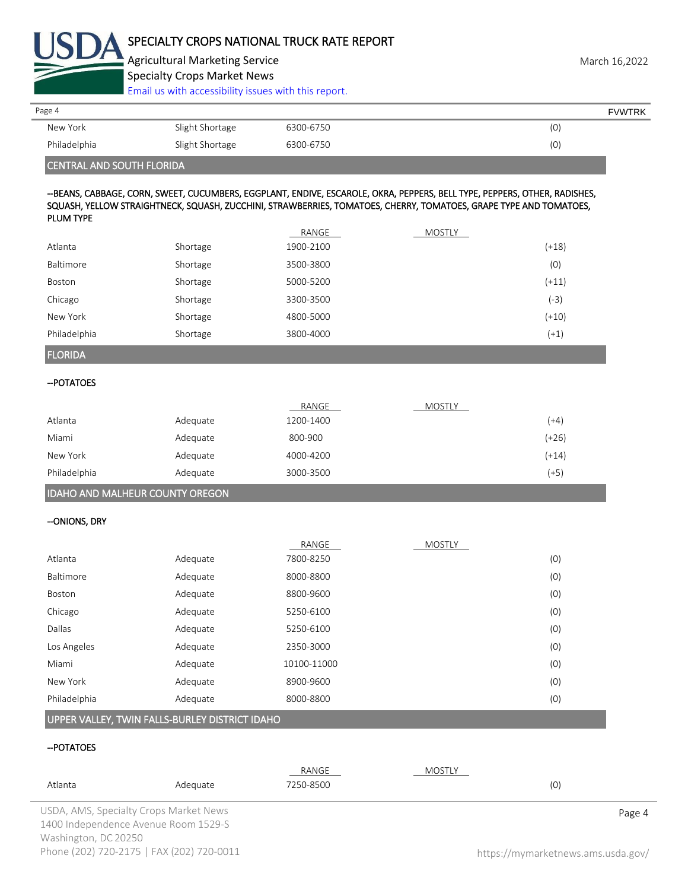| | | | | |
|---|---|---|---|---|
| New York | Slight Shortage | 6300-6750 | | (0) |
| Philadelphia | Slight Shortage | 6300-6750 | | (0) |

## CENTRAL AND SOUTH FLORIDA

**--BEANS, CABBAGE, CORN, SWEET, CUCUMBERS, EGGPLANT, ENDIVE, ESCAROLE, OKRA, PEPPERS, BELL TYPE, PEPPERS, OTHER, RADISHES, SQUASH, YELLOW STRAIGHTNECK, SQUASH, ZUCCHINI, STRAWBERRIES, TOMATOES, CHERRY, TOMATOES, GRAPE TYPE AND TOMATOES, PLUM TYPE**

| | | RANGE | MOSTLY | |
|---|---|---|---|---|
| Atlanta | Shortage | 1900-2100 | | (+18) |
| Baltimore | Shortage | 3500-3800 | | (0) |
| Boston | Shortage | 5000-5200 | | (+11) |
| Chicago | Shortage | 3300-3500 | | (-3) |
| New York | Shortage | 4800-5000 | | (+10) |
| Philadelphia | Shortage | 3800-4000 | | (+1) |

## FLORIDA

**--POTATOES**

| | | RANGE | MOSTLY | |
|---|---|---|---|---|
| Atlanta | Adequate | 1200-1400 | | (+4) |
| Miami | Adequate | 800-900 | | (+26) |
| New York | Adequate | 4000-4200 | | (+14) |
| Philadelphia | Adequate | 3000-3500 | | (+5) |

## IDAHO AND MALHEUR COUNTY OREGON

**--ONIONS, DRY**

| | | RANGE | MOSTLY | |
|---|---|---|---|---|
| Atlanta | Adequate | 7800-8250 | | (0) |
| Baltimore | Adequate | 8000-8800 | | (0) |
| Boston | Adequate | 8800-9600 | | (0) |
| Chicago | Adequate | 5250-6100 | | (0) |
| Dallas | Adequate | 5250-6100 | | (0) |
| Los Angeles | Adequate | 2350-3000 | | (0) |
| Miami | Adequate | 10100-11000 | | (0) |
| New York | Adequate | 8900-9600 | | (0) |
| Philadelphia | Adequate | 8000-8800 | | (0) |

## UPPER VALLEY, TWIN FALLS-BURLEY DISTRICT IDAHO

**--POTATOES**

| | | RANGE | MOSTLY | |
|---|---|---|---|---|
| Atlanta | Adequate | 7250-8500 | | (0) |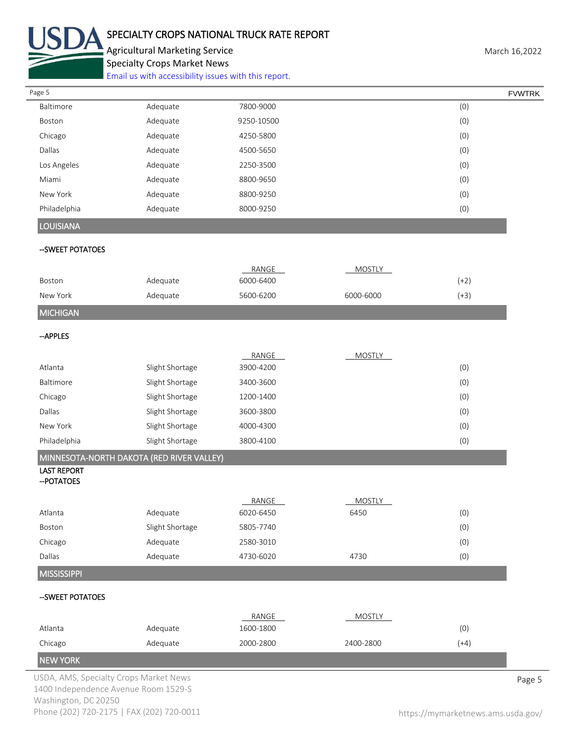| | | | | |
|---|---|---|---|---|
| Baltimore | Adequate | 7800-9000 | | (0) |
| Boston | Adequate | 9250-10500 | | (0) |
| Chicago | Adequate | 4250-5800 | | (0) |
| Dallas | Adequate | 4500-5650 | | (0) |
| Los Angeles | Adequate | 2250-3500 | | (0) |
| Miami | Adequate | 8800-9650 | | (0) |
| New York | Adequate | 8800-9250 | | (0) |
| Philadelphia | Adequate | 8000-9250 | | (0) |

## LOUISIANA

--SWEET POTATOES

| | | RANGE | MOSTLY | |
|---|---|---|---|---|
| Boston | Adequate | 6000-6400 | | (+2) |
| New York | Adequate | 5600-6200 | 6000-6000 | (+3) |

## MICHIGAN

--APPLES

| | | RANGE | MOSTLY | |
|---|---|---|---|---|
| Atlanta | Slight Shortage | 3900-4200 | | (0) |
| Baltimore | Slight Shortage | 3400-3600 | | (0) |
| Chicago | Slight Shortage | 1200-1400 | | (0) |
| Dallas | Slight Shortage | 3600-3800 | | (0) |
| New York | Slight Shortage | 4000-4300 | | (0) |
| Philadelphia | Slight Shortage | 3800-4100 | | (0) |

## MINNESOTA-NORTH DAKOTA (RED RIVER VALLEY)

LAST REPORT

--POTATOES

| | | RANGE | MOSTLY | |
|---|---|---|---|---|
| Atlanta | Adequate | 6020-6450 | 6450 | (0) |
| Boston | Slight Shortage | 5805-7740 | | (0) |
| Chicago | Adequate | 2580-3010 | | (0) |
| Dallas | Adequate | 4730-6020 | 4730 | (0) |

## MISSISSIPPI

--SWEET POTATOES

| | | RANGE | MOSTLY | |
|---|---|---|---|---|
| Atlanta | Adequate | 1600-1800 | | (0) |
| Chicago | Adequate | 2000-2800 | 2400-2800 | (+4) |

## NEW YORK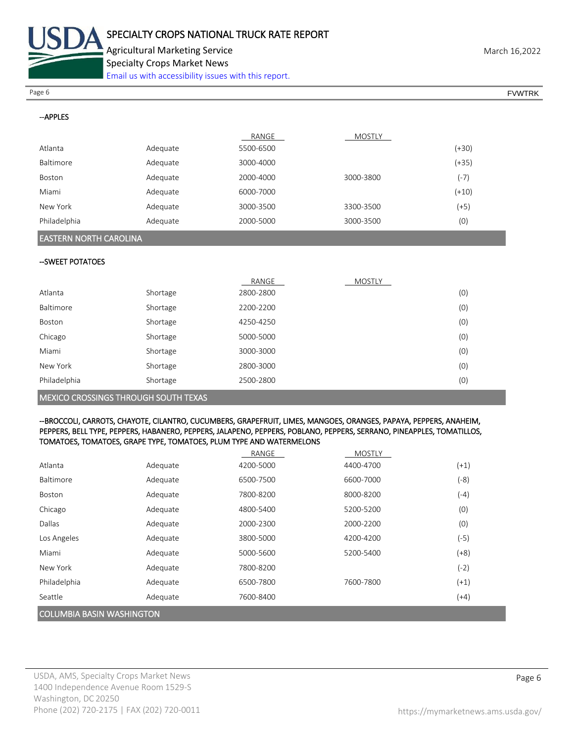--APPLES

| | | RANGE | MOSTLY | |
|---|---|---|---|---|
| Atlanta | Adequate | 5500-6500 | | (+30) |
| Baltimore | Adequate | 3000-4000 | | (+35) |
| Boston | Adequate | 2000-4000 | 3000-3800 | (-7) |
| Miami | Adequate | 6000-7000 | | (+10) |
| New York | Adequate | 3000-3500 | 3300-3500 | (+5) |
| Philadelphia | Adequate | 2000-5000 | 3000-3500 | (0) |

## EASTERN NORTH CAROLINA

--SWEET POTATOES

| | | RANGE | MOSTLY | |
|---|---|---|---|---|
| Atlanta | Shortage | 2800-2800 | | (0) |
| Baltimore | Shortage | 2200-2200 | | (0) |
| Boston | Shortage | 4250-4250 | | (0) |
| Chicago | Shortage | 5000-5000 | | (0) |
| Miami | Shortage | 3000-3000 | | (0) |
| New York | Shortage | 2800-3000 | | (0) |
| Philadelphia | Shortage | 2500-2800 | | (0) |

## MEXICO CROSSINGS THROUGH SOUTH TEXAS

--BROCCOLI, CARROTS, CHAYOTE, CILANTRO, CUCUMBERS, GRAPEFRUIT, LIMES, MANGOES, ORANGES, PAPAYA, PEPPERS, ANAHEIM, PEPPERS, BELL TYPE, PEPPERS, HABANERO, PEPPERS, JALAPENO, PEPPERS, POBLANO, PEPPERS, SERRANO, PINEAPPLES, TOMATILLOS, TOMATOES, TOMATOES, GRAPE TYPE, TOMATOES, PLUM TYPE AND WATERMELONS

| | | RANGE | MOSTLY | |
|---|---|---|---|---|
| Atlanta | Adequate | 4200-5000 | 4400-4700 | (+1) |
| Baltimore | Adequate | 6500-7500 | 6600-7000 | (-8) |
| Boston | Adequate | 7800-8200 | 8000-8200 | (-4) |
| Chicago | Adequate | 4800-5400 | 5200-5200 | (0) |
| Dallas | Adequate | 2000-2300 | 2000-2200 | (0) |
| Los Angeles | Adequate | 3800-5000 | 4200-4200 | (-5) |
| Miami | Adequate | 5000-5600 | 5200-5400 | (+8) |
| New York | Adequate | 7800-8200 | | (-2) |
| Philadelphia | Adequate | 6500-7800 | 7600-7800 | (+1) |
| Seattle | Adequate | 7600-8400 | | (+4) |

## COLUMBIA BASIN WASHINGTON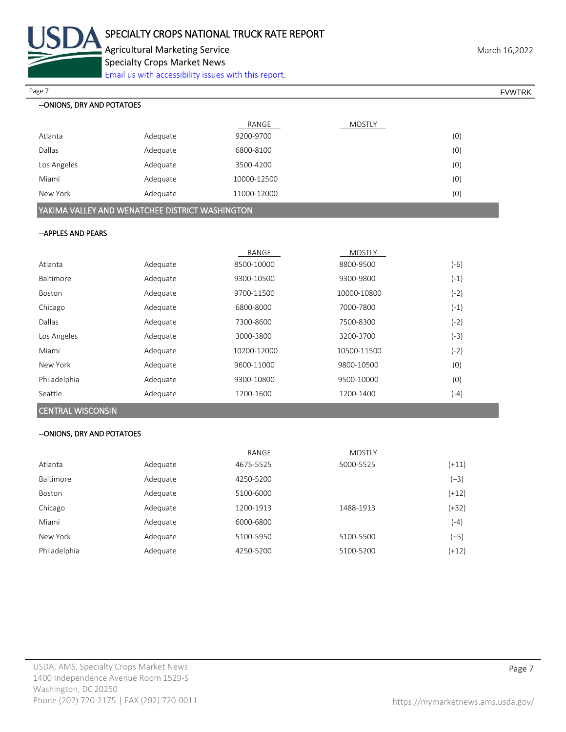--ONIONS, DRY AND POTATOES

| | | RANGE | MOSTLY | |
|---|---|---|---|---|
| Atlanta | Adequate | 9200-9700 | | (0) |
| Dallas | Adequate | 6800-8100 | | (0) |
| Los Angeles | Adequate | 3500-4200 | | (0) |
| Miami | Adequate | 10000-12500 | | (0) |
| New York | Adequate | 11000-12000 | | (0) |

## YAKIMA VALLEY AND WENATCHEE DISTRICT WASHINGTON

--APPLES AND PEARS

| | | RANGE | MOSTLY | |
|---|---|---|---|---|
| Atlanta | Adequate | 8500-10000 | 8800-9500 | (-6) |
| Baltimore | Adequate | 9300-10500 | 9300-9800 | (-1) |
| Boston | Adequate | 9700-11500 | 10000-10800 | (-2) |
| Chicago | Adequate | 6800-8000 | 7000-7800 | (-1) |
| Dallas | Adequate | 7300-8600 | 7500-8300 | (-2) |
| Los Angeles | Adequate | 3000-3800 | 3200-3700 | (-3) |
| Miami | Adequate | 10200-12000 | 10500-11500 | (-2) |
| New York | Adequate | 9600-11000 | 9800-10500 | (0) |
| Philadelphia | Adequate | 9300-10800 | 9500-10000 | (0) |
| Seattle | Adequate | 1200-1600 | 1200-1400 | (-4) |

## CENTRAL WISCONSIN

--ONIONS, DRY AND POTATOES

| | | RANGE | MOSTLY | |
|---|---|---|---|---|
| Atlanta | Adequate | 4675-5525 | 5000-5525 | (+11) |
| Baltimore | Adequate | 4250-5200 | | (+3) |
| Boston | Adequate | 5100-6000 | | (+12) |
| Chicago | Adequate | 1200-1913 | 1488-1913 | (+32) |
| Miami | Adequate | 6000-6800 | | (-4) |
| New York | Adequate | 5100-5950 | 5100-5500 | (+5) |
| Philadelphia | Adequate | 4250-5200 | 5100-5200 | (+12) |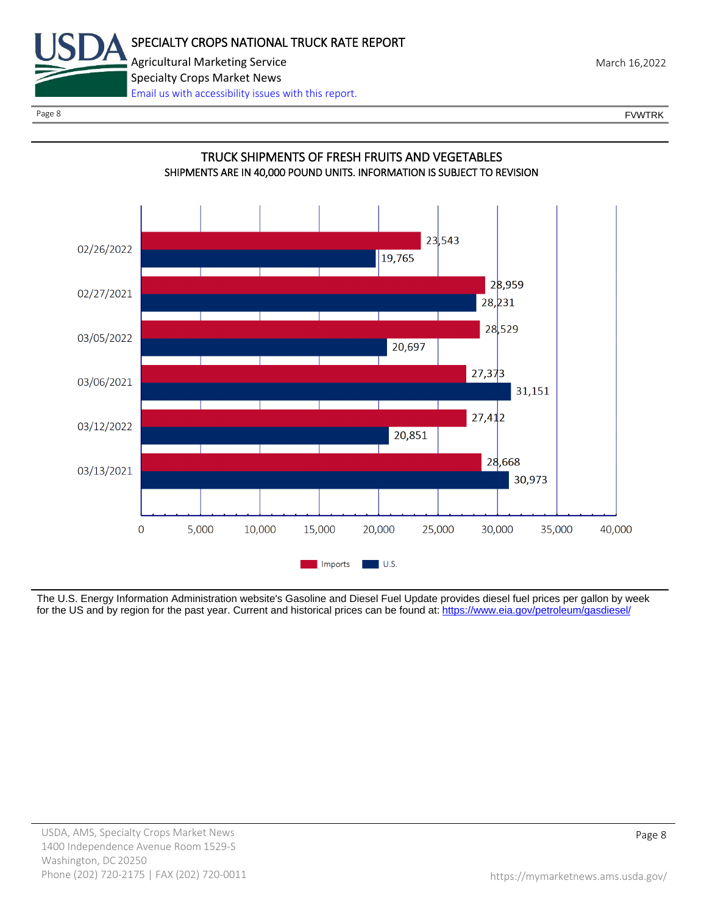## TRUCK SHIPMENTS OF FRESH FRUITS AND VEGETABLES

SHIPMENTS ARE IN 40,000 POUND UNITS. INFORMATION IS SUBJECT TO REVISION

02/26/2022
23,543
19,765

02/27/2021
28,959
28,231

03/05/2022
28,529
20,697

03/06/2021
27,373
31,151

03/12/2022
27,412
20,851

03/13/2021
28,668
30,973

0
5,000
10,000
15,000
20,000
25,000
30,000
35,000
40,000

Imports
U.S.

The U.S. Energy Information Administration website's Gasoline and Diesel Fuel Update provides diesel fuel prices per gallon by week for the US and by region for the past year. Current and historical prices can be found at: https://www.eia.gov/petroleum/gasdiesel/